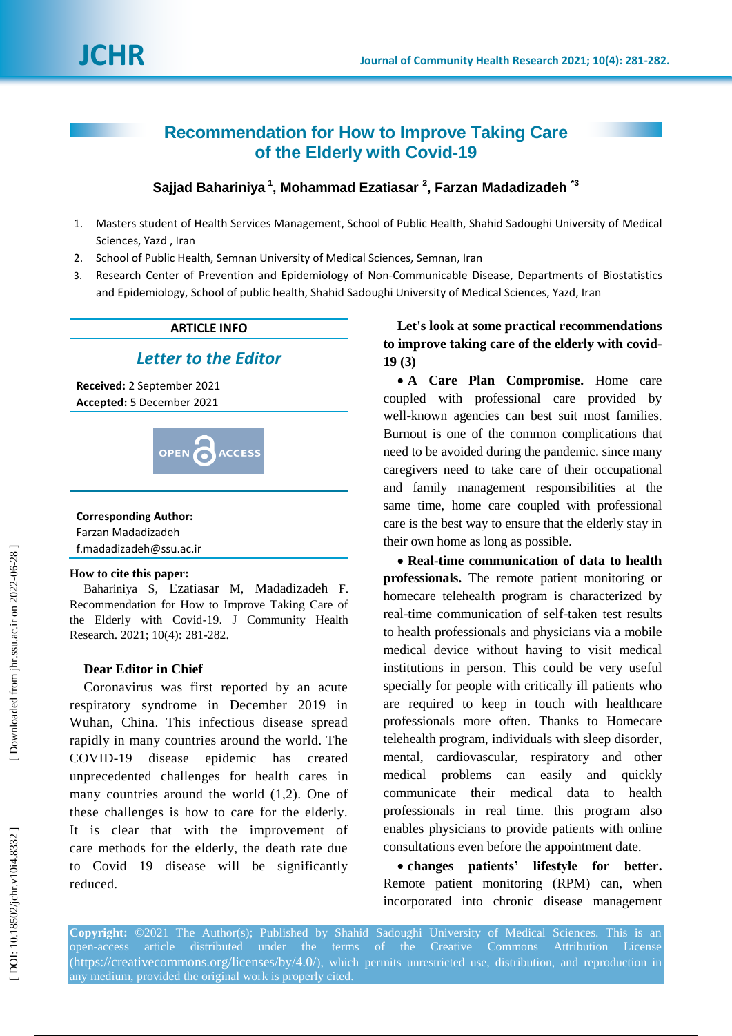# Recommendation for How to Improve Taking Care of the Elderly with Covid-19

**Sajjad Bahariniya [1], Mohammad Ezatiasar [2], Farzan Madadizadeh [*3]**

1. Masters student of Health Services Management, School of Public Health, Shahid Sadoughi University of Medical Sciences, Yazd , Iran
2. School of Public Health, Semnan University of Medical Sciences, Semnan, Iran
3. Research Center of Prevention and Epidemiology of Non-Communicable Disease, Departments of Biostatistics and Epidemiology, School of public health, Shahid Sadoughi University of Medical Sciences, Yazd, Iran

**ARTICLE INFO**

*Letter to the Editor*

**Received:** 2 September 2021
**Accepted:** 5 December 2021

**Corresponding Author:**
Farzan Madadizadeh
f.madadizadeh@ssu.ac.ir

**How to cite this paper:**
Bahariniya S, Ezatiasar M, Madadizadeh F. Recommendation for How to Improve Taking Care of the Elderly with Covid-19. J Community Health Research. 2021; 10(4): 281-282.

**Dear Editor in Chief**

Coronavirus was first reported by an acute respiratory syndrome in December 2019 in Wuhan, China. This infectious disease spread rapidly in many countries around the world. The COVID-19 disease epidemic has created unprecedented challenges for health cares in many countries around the world (1,2). One of these challenges is how to care for the elderly. It is clear that with the improvement of care methods for the elderly, the death rate due to Covid 19 disease will be significantly reduced.

**Let's look at some practical recommendations to improve taking care of the elderly with covid-19 (3)**

- **A Care Plan Compromise.** Home care coupled with professional care provided by well-known agencies can best suit most families. Burnout is one of the common complications that need to be avoided during the pandemic. since many caregivers need to take care of their occupational and family management responsibilities at the same time, home care coupled with professional care is the best way to ensure that the elderly stay in their own home as long as possible.

- **Real-time communication of data to health professionals.** The remote patient monitoring or homecare telehealth program is characterized by real-time communication of self-taken test results to health professionals and physicians via a mobile medical device without having to visit medical institutions in person. This could be very useful specially for people with critically ill patients who are required to keep in touch with healthcare professionals more often. Thanks to Homecare telehealth program, individuals with sleep disorder, mental, cardiovascular, respiratory and other medical problems can easily and quickly communicate their medical data to health professionals in real time. this program also enables physicians to provide patients with online consultations even before the appointment date.

- **changes patients' lifestyle for better.** Remote patient monitoring (RPM) can, when incorporated into chronic disease management

**Copyright:** ©2021 The Author(s); Published by Shahid Sadoughi University of Medical Sciences. This is an open-access article distributed under the terms of the Creative Commons Attribution License (https://creativecommons.org/licenses/by/4.0/), which permits unrestricted use, distribution, and reproduction in any medium, provided the original work is properly cited.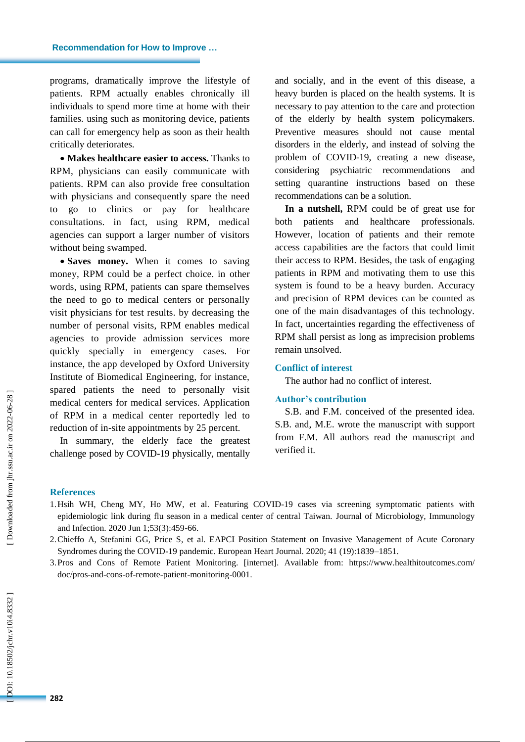programs, dramatically improve the lifestyle of patients. RPM actually enables chronically ill individuals to spend more time at home with their families. using such as monitoring device, patients can call for emergency help as soon as their health critically deteriorates.

- **Makes healthcare easier to access.** Thanks to RPM, physicians can easily communicate with patients. RPM can also provide free consultation with physicians and consequently spare the need to go to clinics or pay for healthcare consultations. in fact, using RPM, medical agencies can support a larger number of visitors without being swamped.

- **Saves money.** When it comes to saving money, RPM could be a perfect choice. in other words, using RPM, patients can spare themselves the need to go to medical centers or personally visit physicians for test results. by decreasing the number of personal visits, RPM enables medical agencies to provide admission services more quickly specially in emergency cases. For instance, the app developed by Oxford University Institute of Biomedical Engineering, for instance, spared patients the need to personally visit medical centers for medical services. Application of RPM in a medical center reportedly led to reduction of in-site appointments by 25 percent.

In summary, the elderly face the greatest challenge posed by COVID-19 physically, mentally and socially, and in the event of this disease, a heavy burden is placed on the health systems. It is necessary to pay attention to the care and protection of the elderly by health system policymakers. Preventive measures should not cause mental disorders in the elderly, and instead of solving the problem of COVID-19, creating a new disease, considering psychiatric recommendations and setting quarantine instructions based on these recommendations can be a solution.

**In a nutshell,** RPM could be of great use for both patients and healthcare professionals. However, location of patients and their remote access capabilities are the factors that could limit their access to RPM. Besides, the task of engaging patients in RPM and motivating them to use this system is found to be a heavy burden. Accuracy and precision of RPM devices can be counted as one of the main disadvantages of this technology. In fact, uncertainties regarding the effectiveness of RPM shall persist as long as imprecision problems remain unsolved.

## Conflict of interest

The author had no conflict of interest.

## Author's contribution

S.B. and F.M. conceived of the presented idea. S.B. and, M.E. wrote the manuscript with support from F.M. All authors read the manuscript and verified it.

## References

1. Hsih WH, Cheng MY, Ho MW, et al. Featuring COVID-19 cases via screening symptomatic patients with epidemiologic link during flu season in a medical center of central Taiwan. Journal of Microbiology, Immunology and Infection. 2020 Jun 1;53(3):459-66.
2. Chieffo A, Stefanini GG, Price S, et al. EAPCI Position Statement on Invasive Management of Acute Coronary Syndromes during the COVID-19 pandemic. European Heart Journal. 2020; 41 (19):1839–1851.
3. Pros and Cons of Remote Patient Monitoring. [internet]. Available from: https://www.healthitoutcomes.com/doc/pros-and-cons-of-remote-patient-monitoring-0001.